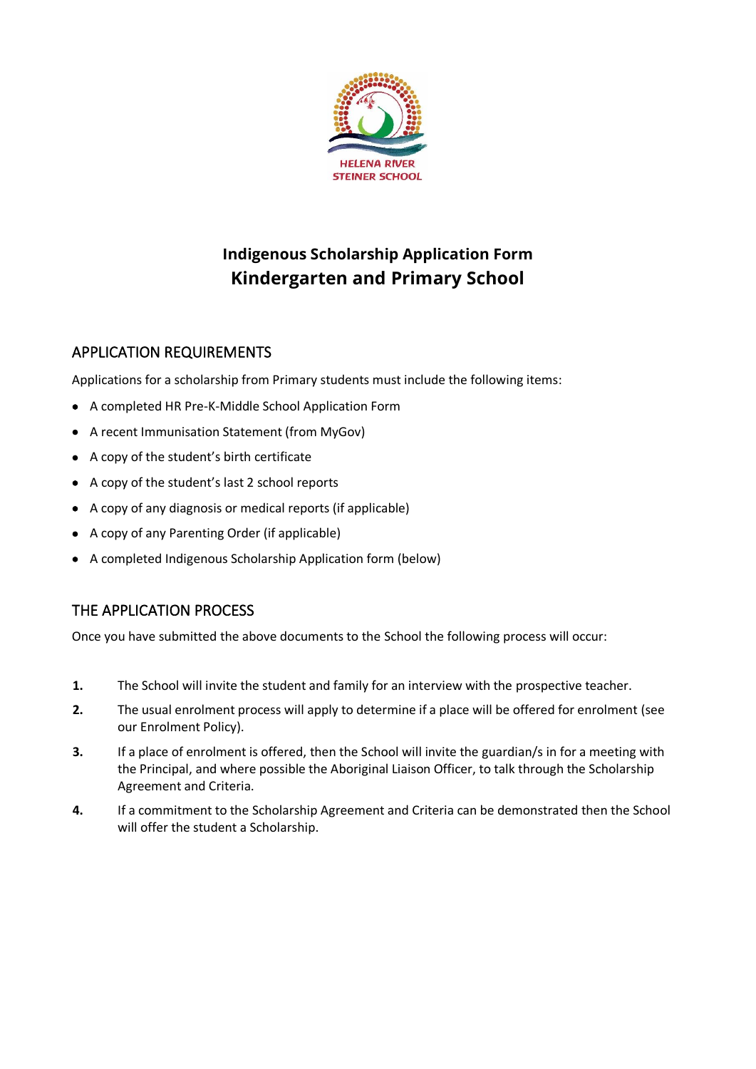HELENA RIVER STEINER SCHOOL

# Indigenous Scholarship Application Form
# Kindergarten and Primary School

## APPLICATION REQUIREMENTS

Applications for a scholarship from Primary students must include the following items:

- A completed HR Pre-K-Middle School Application Form
- A recent Immunisation Statement (from MyGov)
- A copy of the student's birth certificate
- A copy of the student's last 2 school reports
- A copy of any diagnosis or medical reports (if applicable)
- A copy of any Parenting Order (if applicable)
- A completed Indigenous Scholarship Application form (below)

## THE APPLICATION PROCESS

Once you have submitted the above documents to the School the following process will occur:

1. The School will invite the student and family for an interview with the prospective teacher.
2. The usual enrolment process will apply to determine if a place will be offered for enrolment (see our Enrolment Policy).
3. If a place of enrolment is offered, then the School will invite the guardian/s in for a meeting with the Principal, and where possible the Aboriginal Liaison Officer, to talk through the Scholarship Agreement and Criteria.
4. If a commitment to the Scholarship Agreement and Criteria can be demonstrated then the School will offer the student a Scholarship.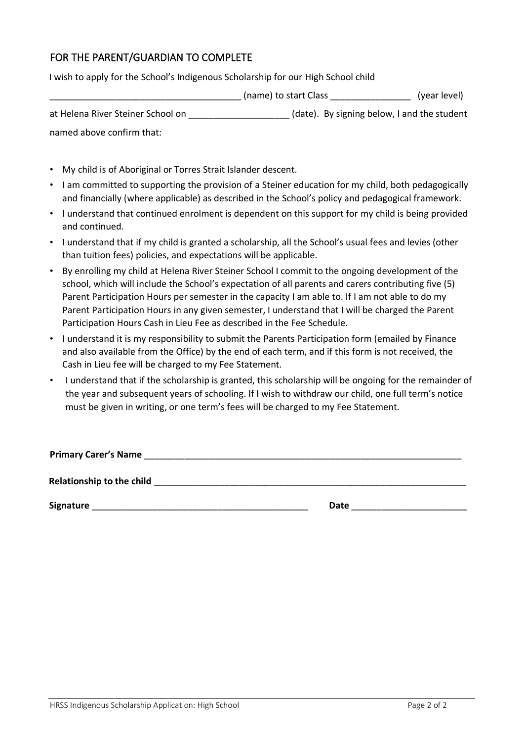## FOR THE PARENT/GUARDIAN TO COMPLETE

I wish to apply for the School's Indigenous Scholarship for our High School child

______________________________________ (name) to start Class ________________ (year level)

at Helena River Steiner School on ____________________ (date). By signing below, I and the student named above confirm that:

- My child is of Aboriginal or Torres Strait Islander descent.
- I am committed to supporting the provision of a Steiner education for my child, both pedagogically and financially (where applicable) as described in the School's policy and pedagogical framework.
- I understand that continued enrolment is dependent on this support for my child is being provided and continued.
- I understand that if my child is granted a scholarship, all the School's usual fees and levies (other than tuition fees) policies, and expectations will be applicable.
- By enrolling my child at Helena River Steiner School I commit to the ongoing development of the school, which will include the School's expectation of all parents and carers contributing five (5) Parent Participation Hours per semester in the capacity I am able to. If I am not able to do my Parent Participation Hours in any given semester, I understand that I will be charged the Parent Participation Hours Cash in Lieu Fee as described in the Fee Schedule.
- I understand it is my responsibility to submit the Parents Participation form (emailed by Finance and also available from the Office) by the end of each term, and if this form is not received, the Cash in Lieu fee will be charged to my Fee Statement.
- I understand that if the scholarship is granted, this scholarship will be ongoing for the remainder of the year and subsequent years of schooling. If I wish to withdraw our child, one full term's notice must be given in writing, or one term's fees will be charged to my Fee Statement.

**Primary Carer's Name** ________________________________________________________________

**Relationship to the child** ______________________________________________________________

**Signature** ____________________________________________ **Date** _______________________